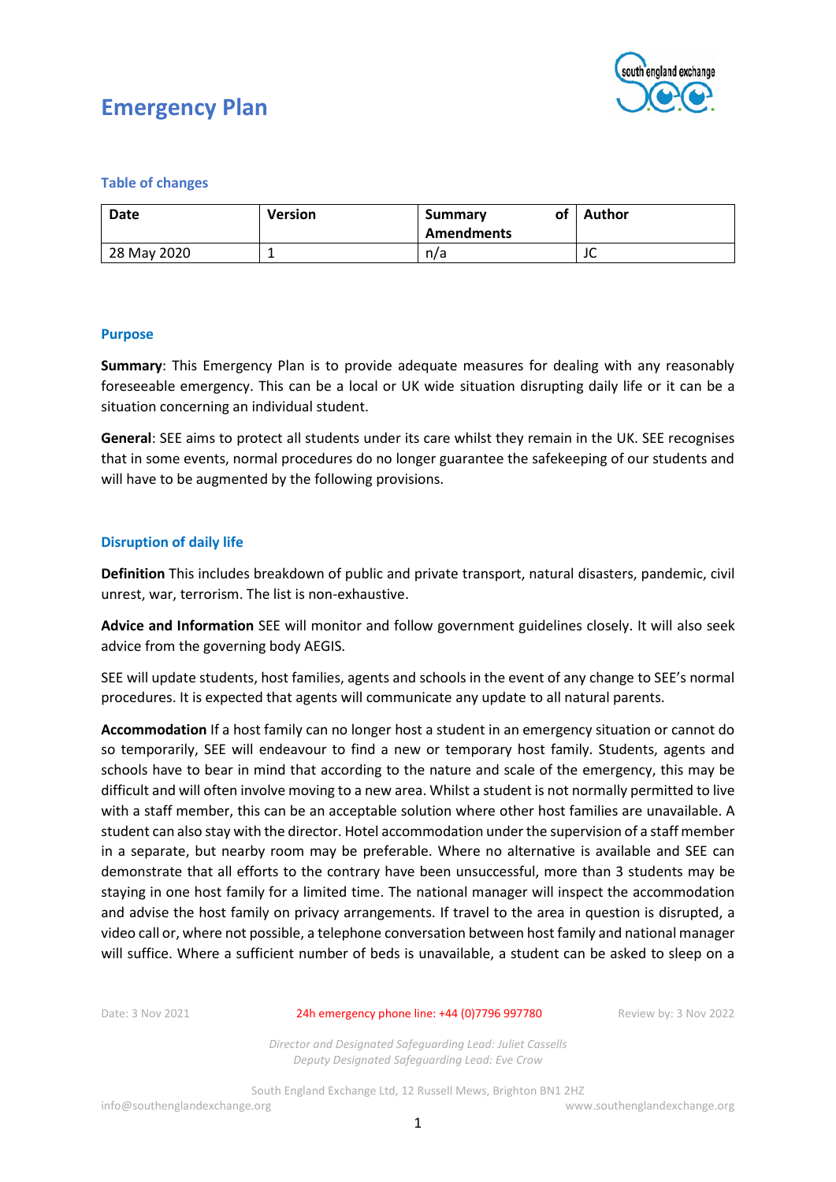# Emergency Plan

### Table of changes

| Date | Version | Summary of Amendments | Author |
|---|---|---|---|
| 28 May 2020 | 1 | n/a | JC |

### Purpose

**Summary**: This Emergency Plan is to provide adequate measures for dealing with any reasonably foreseeable emergency. This can be a local or UK wide situation disrupting daily life or it can be a situation concerning an individual student.

**General**: SEE aims to protect all students under its care whilst they remain in the UK. SEE recognises that in some events, normal procedures do no longer guarantee the safekeeping of our students and will have to be augmented by the following provisions.

### Disruption of daily life

**Definition** This includes breakdown of public and private transport, natural disasters, pandemic, civil unrest, war, terrorism. The list is non-exhaustive.

**Advice and Information** SEE will monitor and follow government guidelines closely. It will also seek advice from the governing body AEGIS.

SEE will update students, host families, agents and schools in the event of any change to SEE's normal procedures. It is expected that agents will communicate any update to all natural parents.

**Accommodation** If a host family can no longer host a student in an emergency situation or cannot do so temporarily, SEE will endeavour to find a new or temporary host family. Students, agents and schools have to bear in mind that according to the nature and scale of the emergency, this may be difficult and will often involve moving to a new area. Whilst a student is not normally permitted to live with a staff member, this can be an acceptable solution where other host families are unavailable. A student can also stay with the director. Hotel accommodation under the supervision of a staff member in a separate, but nearby room may be preferable. Where no alternative is available and SEE can demonstrate that all efforts to the contrary have been unsuccessful, more than 3 students may be staying in one host family for a limited time. The national manager will inspect the accommodation and advise the host family on privacy arrangements. If travel to the area in question is disrupted, a video call or, where not possible, a telephone conversation between host family and national manager will suffice. Where a sufficient number of beds is unavailable, a student can be asked to sleep on a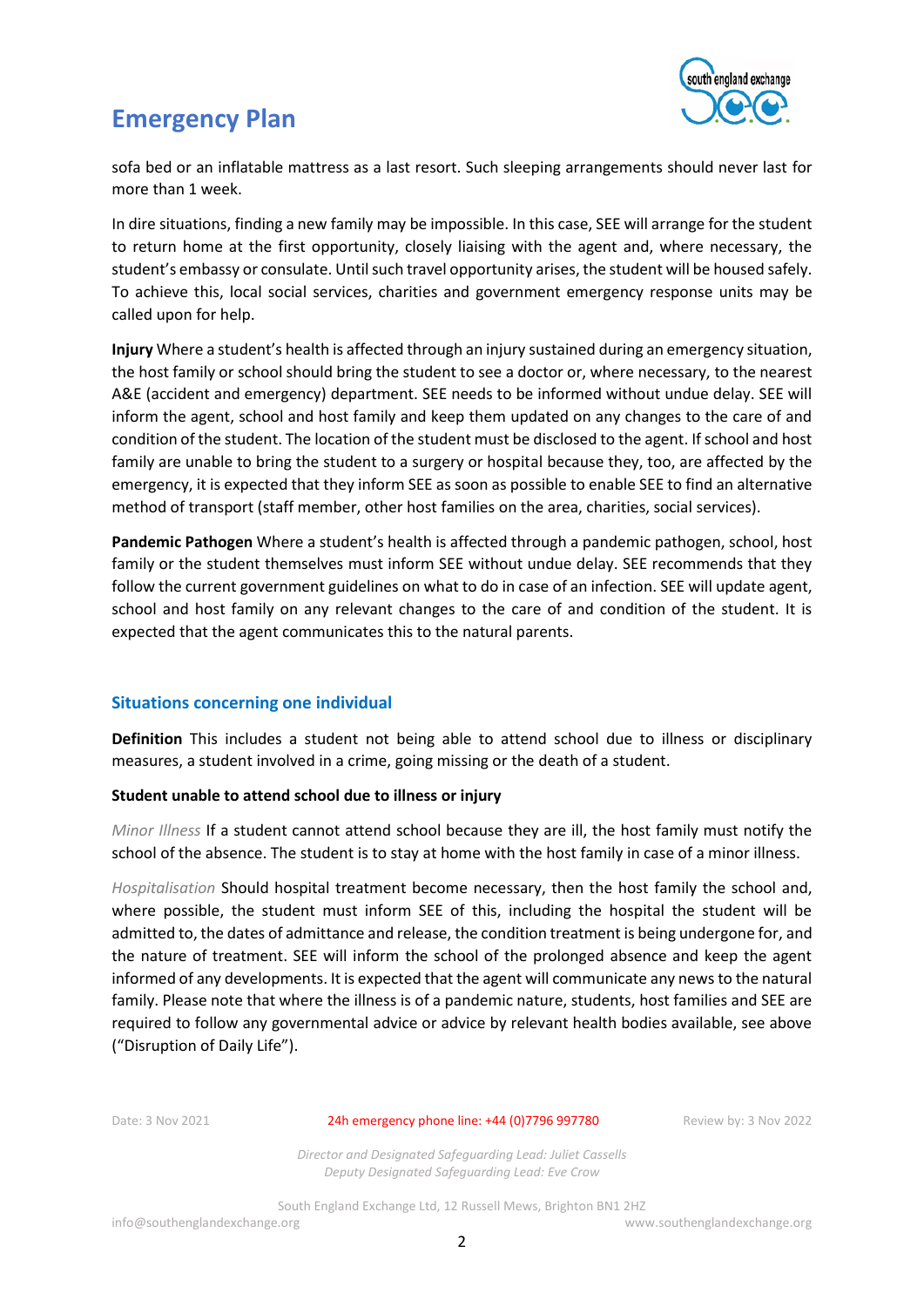sofa bed or an inflatable mattress as a last resort. Such sleeping arrangements should never last for more than 1 week.

In dire situations, finding a new family may be impossible. In this case, SEE will arrange for the student to return home at the first opportunity, closely liaising with the agent and, where necessary, the student's embassy or consulate. Until such travel opportunity arises, the student will be housed safely. To achieve this, local social services, charities and government emergency response units may be called upon for help.

**Injury** Where a student's health is affected through an injury sustained during an emergency situation, the host family or school should bring the student to see a doctor or, where necessary, to the nearest A&E (accident and emergency) department. SEE needs to be informed without undue delay. SEE will inform the agent, school and host family and keep them updated on any changes to the care of and condition of the student. The location of the student must be disclosed to the agent. If school and host family are unable to bring the student to a surgery or hospital because they, too, are affected by the emergency, it is expected that they inform SEE as soon as possible to enable SEE to find an alternative method of transport (staff member, other host families on the area, charities, social services).

**Pandemic Pathogen** Where a student's health is affected through a pandemic pathogen, school, host family or the student themselves must inform SEE without undue delay. SEE recommends that they follow the current government guidelines on what to do in case of an infection. SEE will update agent, school and host family on any relevant changes to the care of and condition of the student. It is expected that the agent communicates this to the natural parents.

## Situations concerning one individual

**Definition** This includes a student not being able to attend school due to illness or disciplinary measures, a student involved in a crime, going missing or the death of a student.

### Student unable to attend school due to illness or injury

*Minor Illness* If a student cannot attend school because they are ill, the host family must notify the school of the absence. The student is to stay at home with the host family in case of a minor illness.

*Hospitalisation* Should hospital treatment become necessary, then the host family the school and, where possible, the student must inform SEE of this, including the hospital the student will be admitted to, the dates of admittance and release, the condition treatment is being undergone for, and the nature of treatment. SEE will inform the school of the prolonged absence and keep the agent informed of any developments. It is expected that the agent will communicate any news to the natural family. Please note that where the illness is of a pandemic nature, students, host families and SEE are required to follow any governmental advice or advice by relevant health bodies available, see above ("Disruption of Daily Life").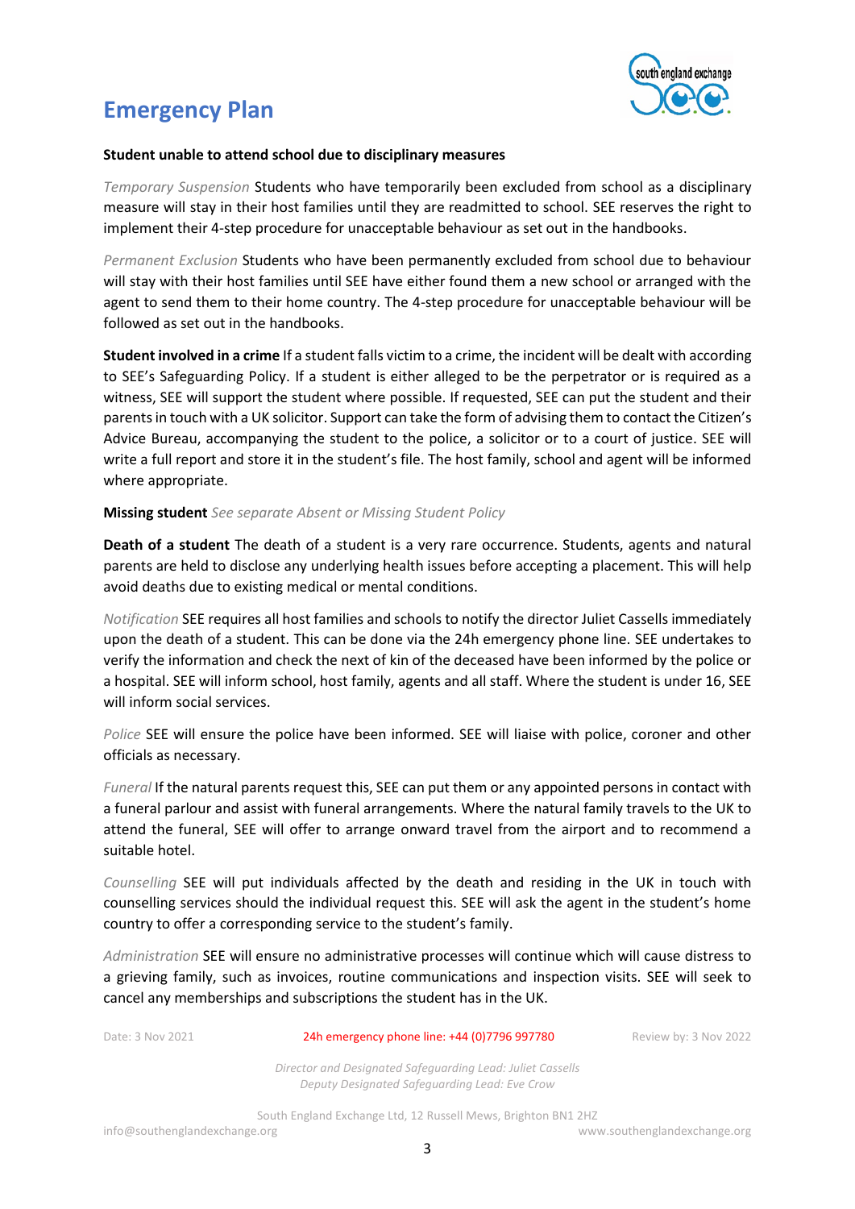# Emergency Plan

**Student unable to attend school due to disciplinary measures**

*Temporary Suspension* Students who have temporarily been excluded from school as a disciplinary measure will stay in their host families until they are readmitted to school. SEE reserves the right to implement their 4-step procedure for unacceptable behaviour as set out in the handbooks.

*Permanent Exclusion* Students who have been permanently excluded from school due to behaviour will stay with their host families until SEE have either found them a new school or arranged with the agent to send them to their home country. The 4-step procedure for unacceptable behaviour will be followed as set out in the handbooks.

**Student involved in a crime** If a student falls victim to a crime, the incident will be dealt with according to SEE's Safeguarding Policy. If a student is either alleged to be the perpetrator or is required as a witness, SEE will support the student where possible. If requested, SEE can put the student and their parents in touch with a UK solicitor. Support can take the form of advising them to contact the Citizen's Advice Bureau, accompanying the student to the police, a solicitor or to a court of justice. SEE will write a full report and store it in the student's file. The host family, school and agent will be informed where appropriate.

**Missing student** *See separate Absent or Missing Student Policy*

**Death of a student** The death of a student is a very rare occurrence. Students, agents and natural parents are held to disclose any underlying health issues before accepting a placement. This will help avoid deaths due to existing medical or mental conditions.

*Notification* SEE requires all host families and schools to notify the director Juliet Cassells immediately upon the death of a student. This can be done via the 24h emergency phone line. SEE undertakes to verify the information and check the next of kin of the deceased have been informed by the police or a hospital. SEE will inform school, host family, agents and all staff. Where the student is under 16, SEE will inform social services.

*Police* SEE will ensure the police have been informed. SEE will liaise with police, coroner and other officials as necessary.

*Funeral* If the natural parents request this, SEE can put them or any appointed persons in contact with a funeral parlour and assist with funeral arrangements. Where the natural family travels to the UK to attend the funeral, SEE will offer to arrange onward travel from the airport and to recommend a suitable hotel.

*Counselling* SEE will put individuals affected by the death and residing in the UK in touch with counselling services should the individual request this. SEE will ask the agent in the student's home country to offer a corresponding service to the student's family.

*Administration* SEE will ensure no administrative processes will continue which will cause distress to a grieving family, such as invoices, routine communications and inspection visits. SEE will seek to cancel any memberships and subscriptions the student has in the UK.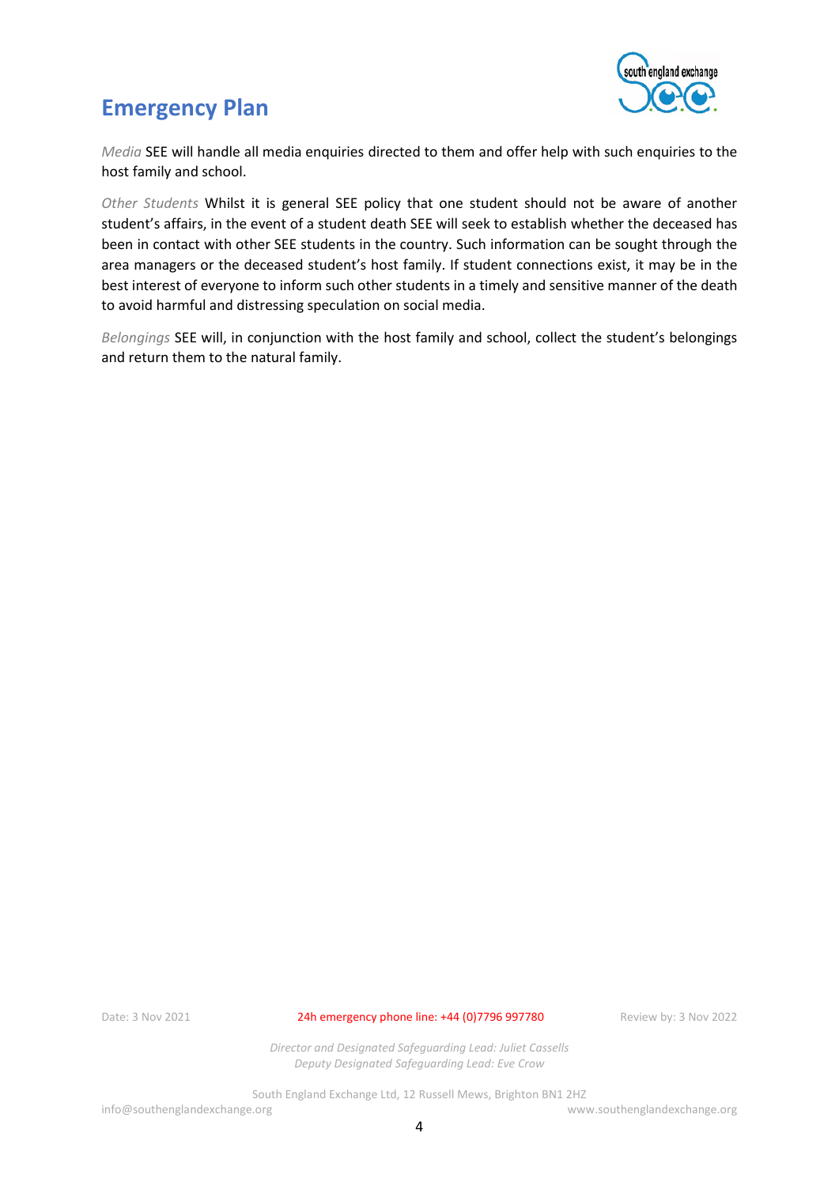## Emergency Plan

*Media* SEE will handle all media enquiries directed to them and offer help with such enquiries to the host family and school.

*Other Students* Whilst it is general SEE policy that one student should not be aware of another student's affairs, in the event of a student death SEE will seek to establish whether the deceased has been in contact with other SEE students in the country. Such information can be sought through the area managers or the deceased student's host family. If student connections exist, it may be in the best interest of everyone to inform such other students in a timely and sensitive manner of the death to avoid harmful and distressing speculation on social media.

*Belongings* SEE will, in conjunction with the host family and school, collect the student's belongings and return them to the natural family.